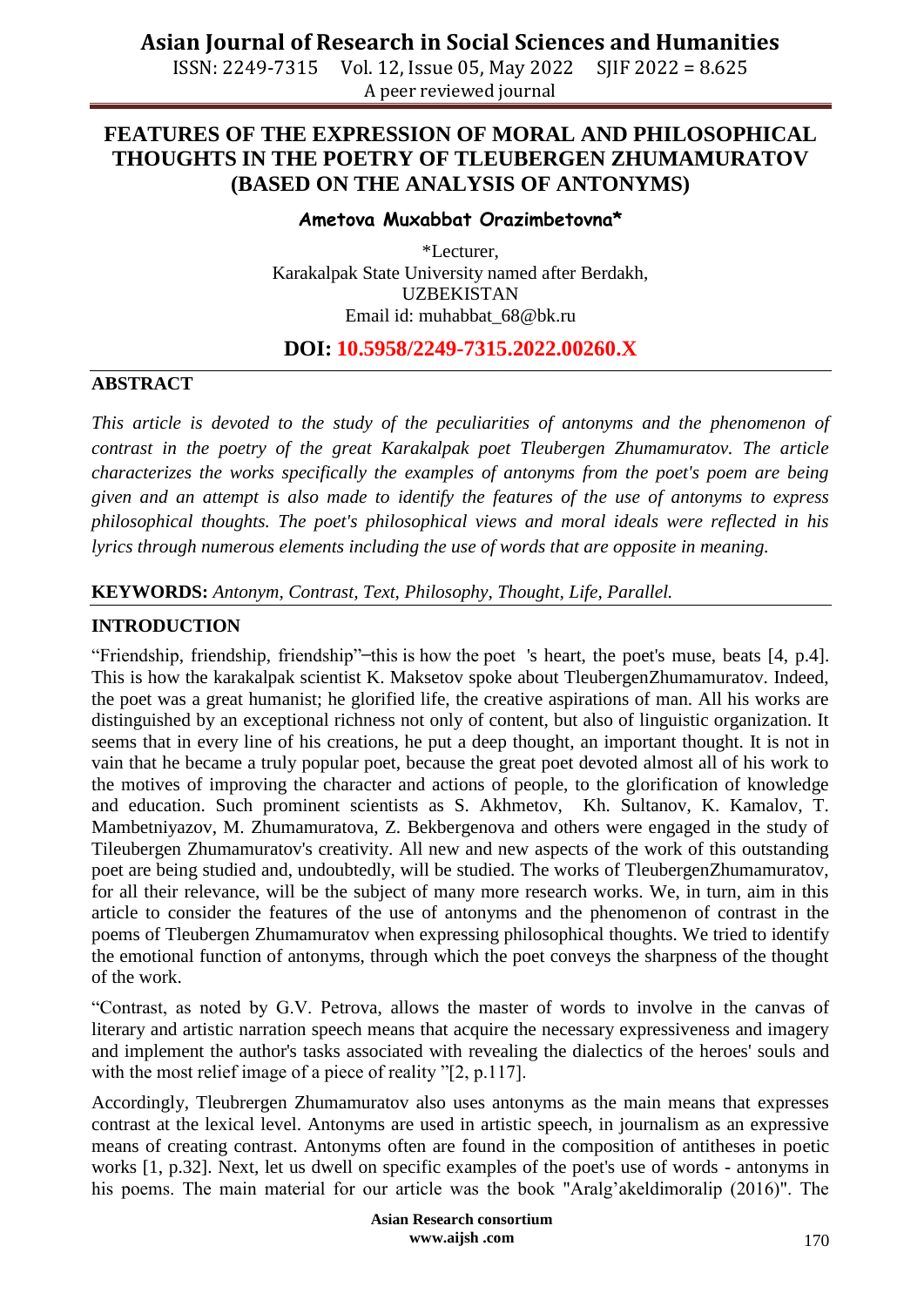# FEATURES OF THE EXPRESSION OF MORAL AND PHILOSOPHICAL THOUGHTS IN THE POETRY OF TLEUBERGEN ZHUMAMURATOV (BASED ON THE ANALYSIS OF ANTONYMS)

**Ametova Muxabbat Orazimbetovna***

*Lecturer,
Karakalpak State University named after Berdakh,
UZBEKISTAN
Email id: muhabbat_68@bk.ru

**DOI: 10.5958/2249-7315.2022.00260.X**

## ABSTRACT

*This article is devoted to the study of the peculiarities of antonyms and the phenomenon of contrast in the poetry of the great Karakalpak poet Tleubergen Zhumamuratov. The article characterizes the works specifically the examples of antonyms from the poet's poem are being given and an attempt is also made to identify the features of the use of antonyms to express philosophical thoughts. The poet's philosophical views and moral ideals were reflected in his lyrics through numerous elements including the use of words that are opposite in meaning.*

**KEYWORDS:** *Antonym, Contrast, Text, Philosophy, Thought, Life, Parallel.*

## INTRODUCTION

"Friendship, friendship, friendship"–this is how the poet 's heart, the poet's muse, beats [4, p.4]. This is how the karakalpak scientist K. Maksetov spoke about TleubergenZhumamuratov. Indeed, the poet was a great humanist; he glorified life, the creative aspirations of man. All his works are distinguished by an exceptional richness not only of content, but also of linguistic organization. It seems that in every line of his creations, he put a deep thought, an important thought. It is not in vain that he became a truly popular poet, because the great poet devoted almost all of his work to the motives of improving the character and actions of people, to the glorification of knowledge and education. Such prominent scientists as S. Akhmetov, Kh. Sultanov, K. Kamalov, T. Mambetniyazov, M. Zhumamuratova, Z. Bekbergenova and others were engaged in the study of Tileubergen Zhumamuratov's creativity. All new and new aspects of the work of this outstanding poet are being studied and, undoubtedly, will be studied. The works of TleubergenZhumamuratov, for all their relevance, will be the subject of many more research works. We, in turn, aim in this article to consider the features of the use of antonyms and the phenomenon of contrast in the poems of Tleubergen Zhumamuratov when expressing philosophical thoughts. We tried to identify the emotional function of antonyms, through which the poet conveys the sharpness of the thought of the work.

"Contrast, as noted by G.V. Petrova, allows the master of words to involve in the canvas of literary and artistic narration speech means that acquire the necessary expressiveness and imagery and implement the author's tasks associated with revealing the dialectics of the heroes' souls and with the most relief image of a piece of reality "[2, p.117].

Accordingly, Tleubrergen Zhumamuratov also uses antonyms as the main means that expresses contrast at the lexical level. Antonyms are used in artistic speech, in journalism as an expressive means of creating contrast. Antonyms often are found in the composition of antitheses in poetic works [1, p.32]. Next, let us dwell on specific examples of the poet's use of words - antonyms in his poems. The main material for our article was the book "Aralg'akeldimoralip (2016)". The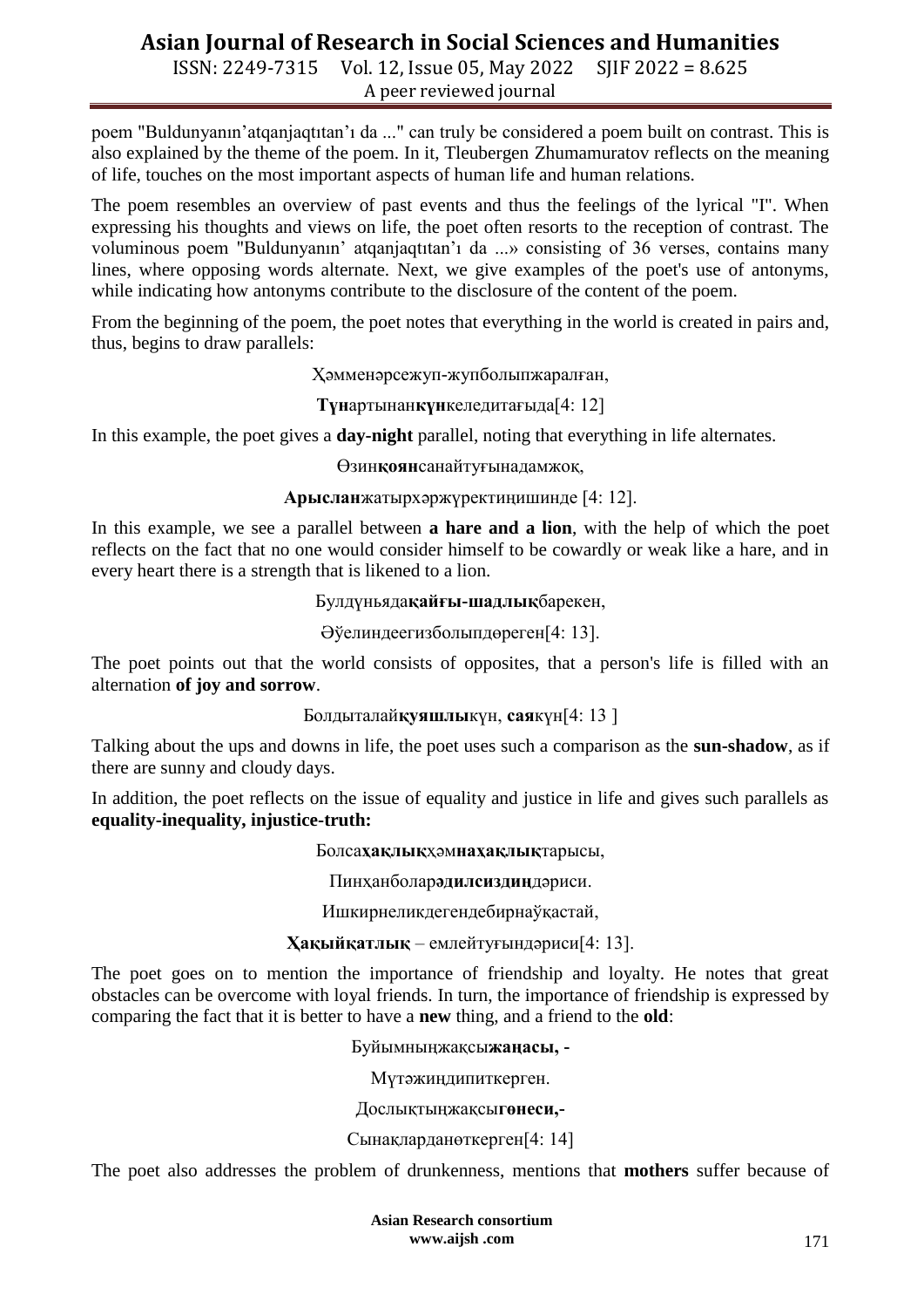poem "Buldunyanın’atqanjaqtıtan’ı da ..." can truly be considered a poem built on contrast. This is also explained by the theme of the poem. In it, Tleubergen Zhumamuratov reflects on the meaning of life, touches on the most important aspects of human life and human relations.

The poem resembles an overview of past events and thus the feelings of the lyrical "I". When expressing his thoughts and views on life, the poet often resorts to the reception of contrast. The voluminous poem "Buldunyanın’ atqanjaqtıtan’ı da ...» consisting of 36 verses, contains many lines, where opposing words alternate. Next, we give examples of the poet's use of antonyms, while indicating how antonyms contribute to the disclosure of the content of the poem.

From the beginning of the poem, the poet notes that everything in the world is created in pairs and, thus, begins to draw parallels:

Ҳәмменәрсежуп-жупболыпжаралған,

**Түн**артынан**күн**келедитағыда[4: 12]

In this example, the poet gives a **day-night** parallel, noting that everything in life alternates.

Өзин**қоян**санайтуғынадамжоқ,

**Арыслан**жатырхәржүректиңишинде [4: 12].

In this example, we see a parallel between **a hare and a lion**, with the help of which the poet reflects on the fact that no one would consider himself to be cowardly or weak like a hare, and in every heart there is a strength that is likened to a lion.

Булдүньяда**қайғы-шадлық**барекен,

Әўелиндеегизболыпдөреген[4: 13].

The poet points out that the world consists of opposites, that a person's life is filled with an alternation **of joy and sorrow**.

Болдыталай**қуяшлы**күн, **сая**күн[4: 13 ]

Talking about the ups and downs in life, the poet uses such a comparison as the **sun-shadow**, as if there are sunny and cloudy days.

In addition, the poet reflects on the issue of equality and justice in life and gives such parallels as **equality-inequality, injustice-truth:**

Болса**ҳақлық**ҳәм**наҳақлық**тарысы,

Пинҳанболар**әдилсиздиң**дәриси.

Ишкирнеликдегендебирнаўқастай,

**Ҳақыйқатлық** – емлейтуғындәриси[4: 13].

The poet goes on to mention the importance of friendship and loyalty. He notes that great obstacles can be overcome with loyal friends. In turn, the importance of friendship is expressed by comparing the fact that it is better to have a **new** thing, and a friend to the **old**:

Буйымныңжақсы**жаңасы, -**

Мүтәжиңдипиткерген.

Дослықтыңжақсы**гөнеси,-**

Сынақларданөткерген[4: 14]

The poet also addresses the problem of drunkenness, mentions that **mothers** suffer because of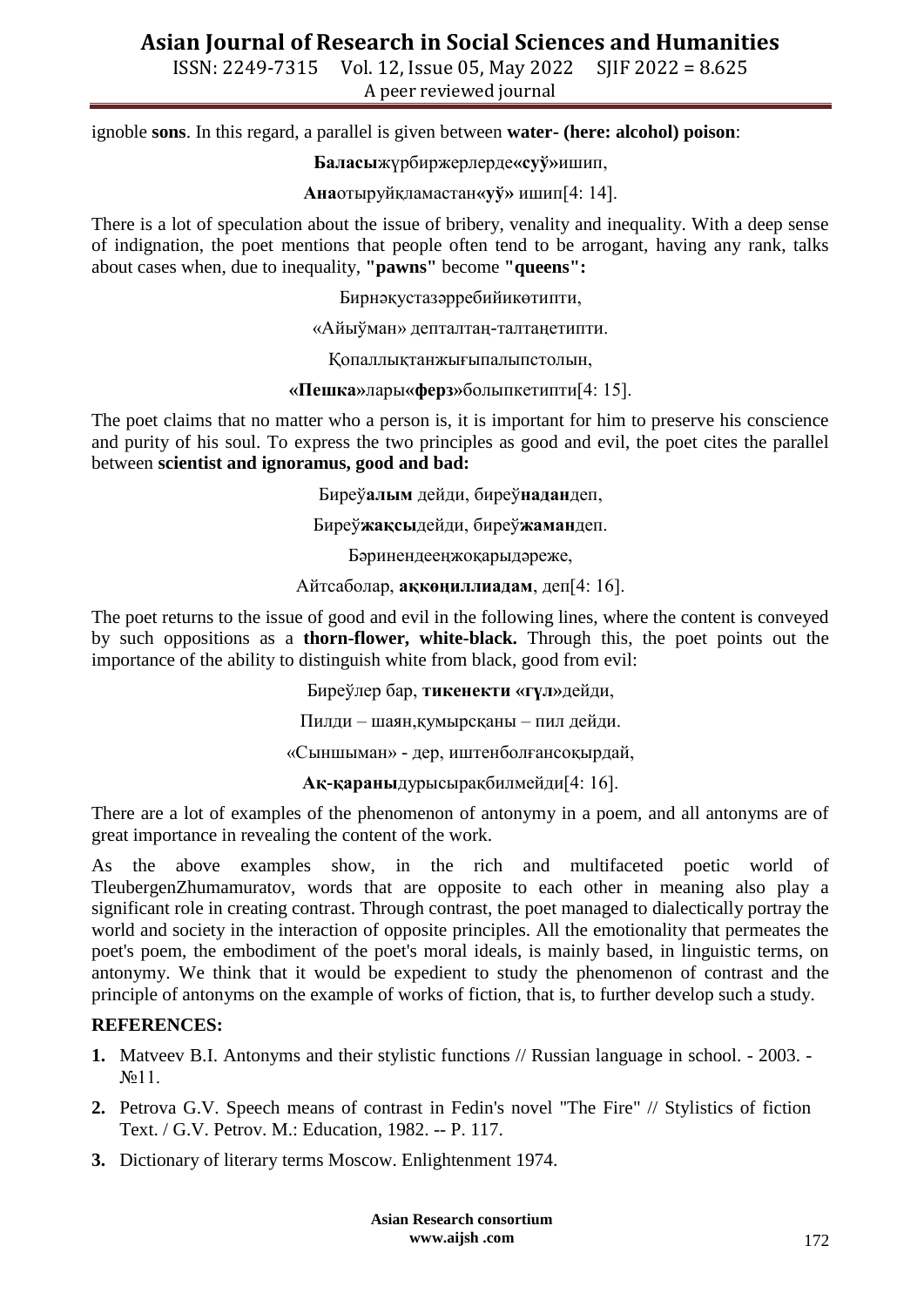ignoble **sons**. In this regard, a parallel is given between **water- (here: alcohol) poison**:

**Баласы**жүрбиржерлерде**«суў»**ишип,

**Ана**отыруйқламастан**«уў»** ишип[4: 14].

There is a lot of speculation about the issue of bribery, venality and inequality. With a deep sense of indignation, the poet mentions that people often tend to be arrogant, having any rank, talks about cases when, due to inequality, **"pawns"** become **"queens":**

Бирнәкустазәрребийикөтипти,

«Айыўман» депталтаң-талтаңетипти.

Қопаллықтанжығыпалыпстолын,

**«Пешка»**лары**«ферз»**болыпкетипти[4: 15].

The poet claims that no matter who a person is, it is important for him to preserve his conscience and purity of his soul. To express the two principles as good and evil, the poet cites the parallel between **scientist and ignoramus, good and bad:**

Биреў**алым** дейди, биреў**надан**деп,

Биреў**жақсы**дейди, биреў**жаман**деп.

Бәринендееңжоқарыдәреже,

Айтсаболар, **аққөңиллиадам**, деп[4: 16].

The poet returns to the issue of good and evil in the following lines, where the content is conveyed by such oppositions as a **thorn-flower, white-black.** Through this, the poet points out the importance of the ability to distinguish white from black, good from evil:

Биреўлер бар, **тикенекти «гүл»**дейди,

Пилди – шаян,қумырсқаны – пил дейди.

«Сыншыман» - дер, иштенболғансоқырдай,

**Ақ-қараны**дурысырақбилмейди[4: 16].

There are a lot of examples of the phenomenon of antonymy in a poem, and all antonyms are of great importance in revealing the content of the work.

As the above examples show, in the rich and multifaceted poetic world of TleubergenZhumamuratov, words that are opposite to each other in meaning also play a significant role in creating contrast. Through contrast, the poet managed to dialectically portray the world and society in the interaction of opposite principles. All the emotionality that permeates the poet's poem, the embodiment of the poet's moral ideals, is mainly based, in linguistic terms, on antonymy. We think that it would be expedient to study the phenomenon of contrast and the principle of antonyms on the example of works of fiction, that is, to further develop such a study.

## REFERENCES:

1. Matveev B.I. Antonyms and their stylistic functions // Russian language in school. - 2003. - №11.
2. Petrova G.V. Speech means of contrast in Fedin's novel "The Fire" // Stylistics of fiction Text. / G.V. Petrov. M.: Education, 1982. -- P. 117.
3. Dictionary of literary terms Moscow. Enlightenment 1974.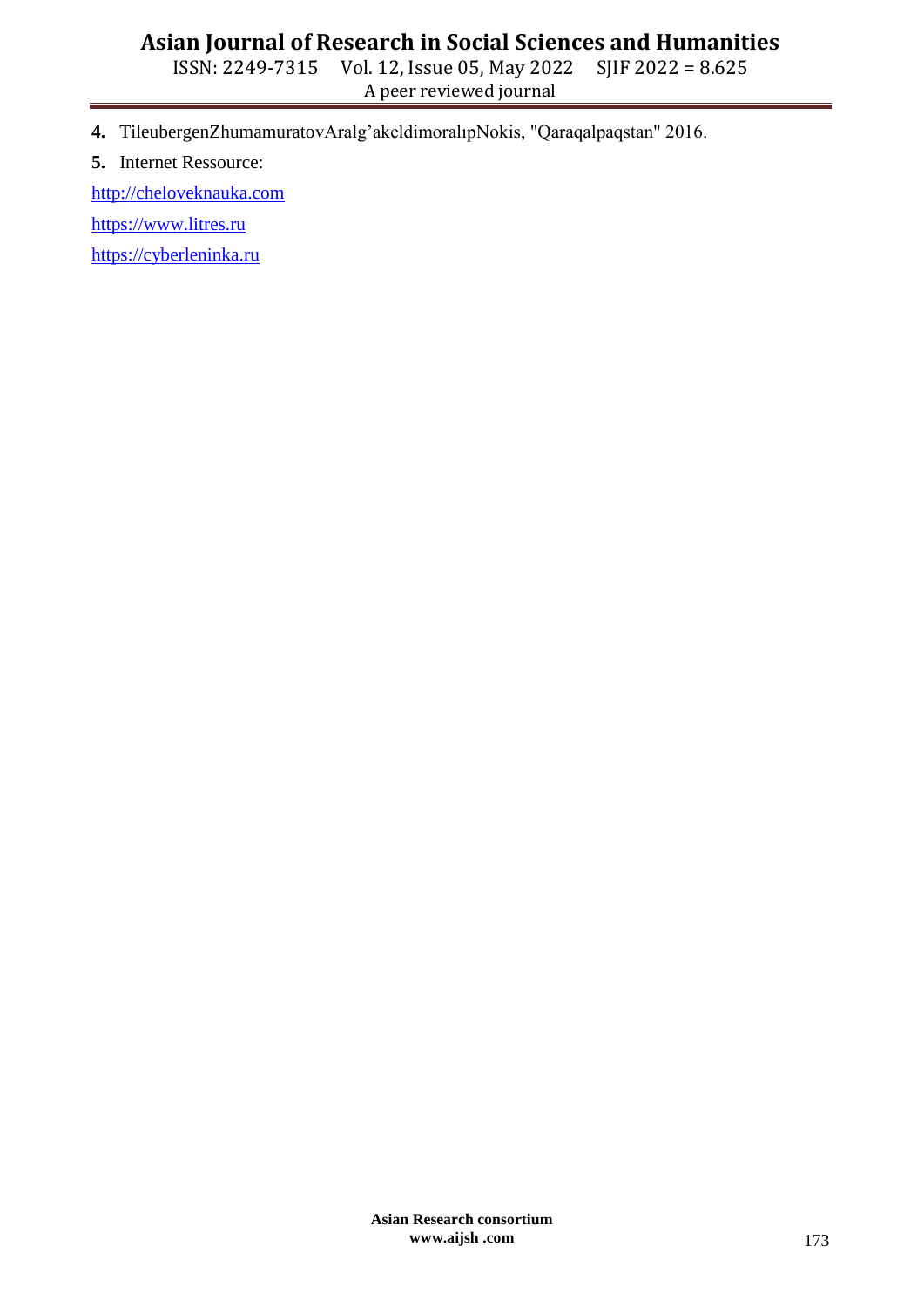**4.** TileubergenZhumamuratovAralg'akeldimoralıpNokis, "Qaraqalpaqstan" 2016.

**5.** Internet Ressource:

http://cheloveknauka.com

https://www.litres.ru

https://cyberleninka.ru